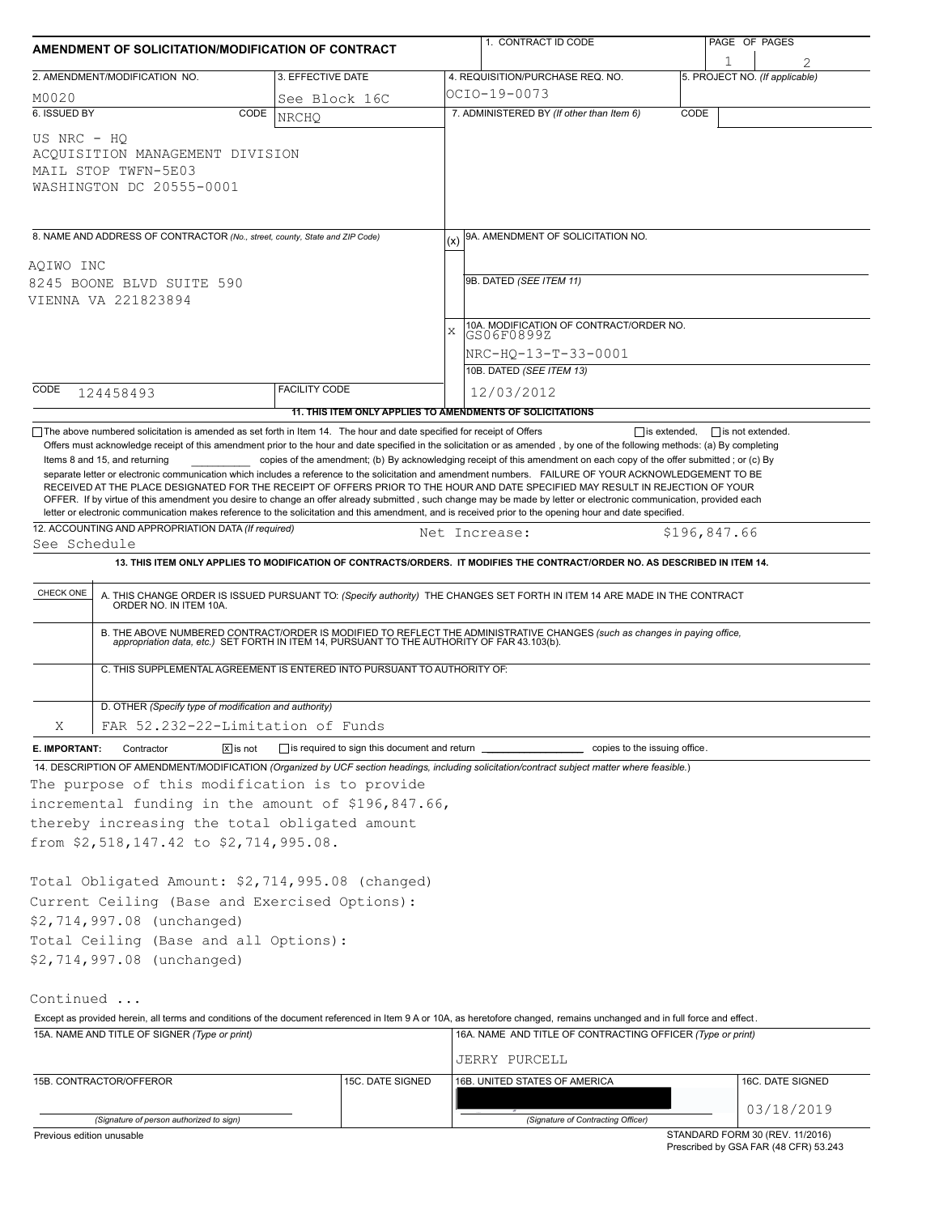# AMENDMENT OF SOLICITATION/MODIFICATION OF CONTRACT

| 1. CONTRACT ID CODE | PAGE OF PAGES |
|---|---|
| | 1 / 2 |

| 2. AMENDMENT/MODIFICATION NO. | 3. EFFECTIVE DATE | 4. REQUISITION/PURCHASE REQ. NO. | 5. PROJECT NO. (If applicable) |
|---|---|---|---|
| M0020 | See Block 16C | OCIO-19-0073 | |

**6. ISSUED BY** CODE NRCHQ

US NRC - HQ
ACQUISITION MANAGEMENT DIVISION
MAIL STOP TWFN-5E03
WASHINGTON DC 20555-0001

**7. ADMINISTERED BY** (If other than Item 6) CODE

**8. NAME AND ADDRESS OF CONTRACTOR** (No., street, county, State and ZIP Code)

AQIWO INC
8245 BOONE BLVD SUITE 590
VIENNA VA 221823894

CODE 124458493 FACILITY CODE

(x) 9A. AMENDMENT OF SOLICITATION NO.

9B. DATED (SEE ITEM 11)

X 10A. MODIFICATION OF CONTRACT/ORDER NO.
GS06F0899Z
NRC-HQ-13-T-33-0001

10B. DATED (SEE ITEM 13)
12/03/2012

**11. THIS ITEM ONLY APPLIES TO AMENDMENTS OF SOLICITATIONS**

☐ The above numbered solicitation is amended as set forth in Item 14. The hour and date specified for receipt of Offers ☐ is extended, ☐ is not extended.
Offers must acknowledge receipt of this amendment prior to the hour and date specified in the solicitation or as amended, by one of the following methods: (a) By completing Items 8 and 15, and returning ________ copies of the amendment; (b) By acknowledging receipt of this amendment on each copy of the offer submitted ; or (c) By separate letter or electronic communication which includes a reference to the solicitation and amendment numbers. FAILURE OF YOUR ACKNOWLEDGEMENT TO BE RECEIVED AT THE PLACE DESIGNATED FOR THE RECEIPT OF OFFERS PRIOR TO THE HOUR AND DATE SPECIFIED MAY RESULT IN REJECTION OF YOUR OFFER. If by virtue of this amendment you desire to change an offer already submitted , such change may be made by letter or electronic communication, provided each letter or electronic communication makes reference to the solicitation and this amendment, and is received prior to the opening hour and date specified.

**12. ACCOUNTING AND APPROPRIATION DATA** (If required)
See Schedule Net Increase: $196,847.66

**13. THIS ITEM ONLY APPLIES TO MODIFICATION OF CONTRACTS/ORDERS. IT MODIFIES THE CONTRACT/ORDER NO. AS DESCRIBED IN ITEM 14.**

| CHECK ONE | |
|---|---|
| | A. THIS CHANGE ORDER IS ISSUED PURSUANT TO: (Specify authority) THE CHANGES SET FORTH IN ITEM 14 ARE MADE IN THE CONTRACT ORDER NO. IN ITEM 10A. |
| | B. THE ABOVE NUMBERED CONTRACT/ORDER IS MODIFIED TO REFLECT THE ADMINISTRATIVE CHANGES (such as changes in paying office, appropriation data, etc.) SET FORTH IN ITEM 14, PURSUANT TO THE AUTHORITY OF FAR 43.103(b). |
| | C. THIS SUPPLEMENTAL AGREEMENT IS ENTERED INTO PURSUANT TO AUTHORITY OF: |
| X | D. OTHER (Specify type of modification and authority) FAR 52.232-22-Limitation of Funds |

**E. IMPORTANT:** Contractor ☒ is not ☐ is required to sign this document and return ________ copies to the issuing office.

**14. DESCRIPTION OF AMENDMENT/MODIFICATION** (Organized by UCF section headings, including solicitation/contract subject matter where feasible.)

The purpose of this modification is to provide incremental funding in the amount of $196,847.66, thereby increasing the total obligated amount from $2,518,147.42 to $2,714,995.08.

Total Obligated Amount: $2,714,995.08 (changed)
Current Ceiling (Base and Exercised Options):
$2,714,997.08 (unchanged)
Total Ceiling (Base and all Options):
$2,714,997.08 (unchanged)

Continued ...

Except as provided herein, all terms and conditions of the document referenced in Item 9 A or 10A, as heretofore changed, remains unchanged and in full force and effect.

| 15A. NAME AND TITLE OF SIGNER (Type or print) | | 16A. NAME AND TITLE OF CONTRACTING OFFICER (Type or print) | |
|---|---|---|---|
| | | JERRY PURCELL | |
| 15B. CONTRACTOR/OFFEROR | 15C. DATE SIGNED | 16B. UNITED STATES OF AMERICA | 16C. DATE SIGNED |
| (Signature of person authorized to sign) | | (Signature of Contracting Officer) | 03/18/2019 |

Previous edition unusable

STANDARD FORM 30 (REV. 11/2016)
Prescribed by GSA FAR (48 CFR) 53.243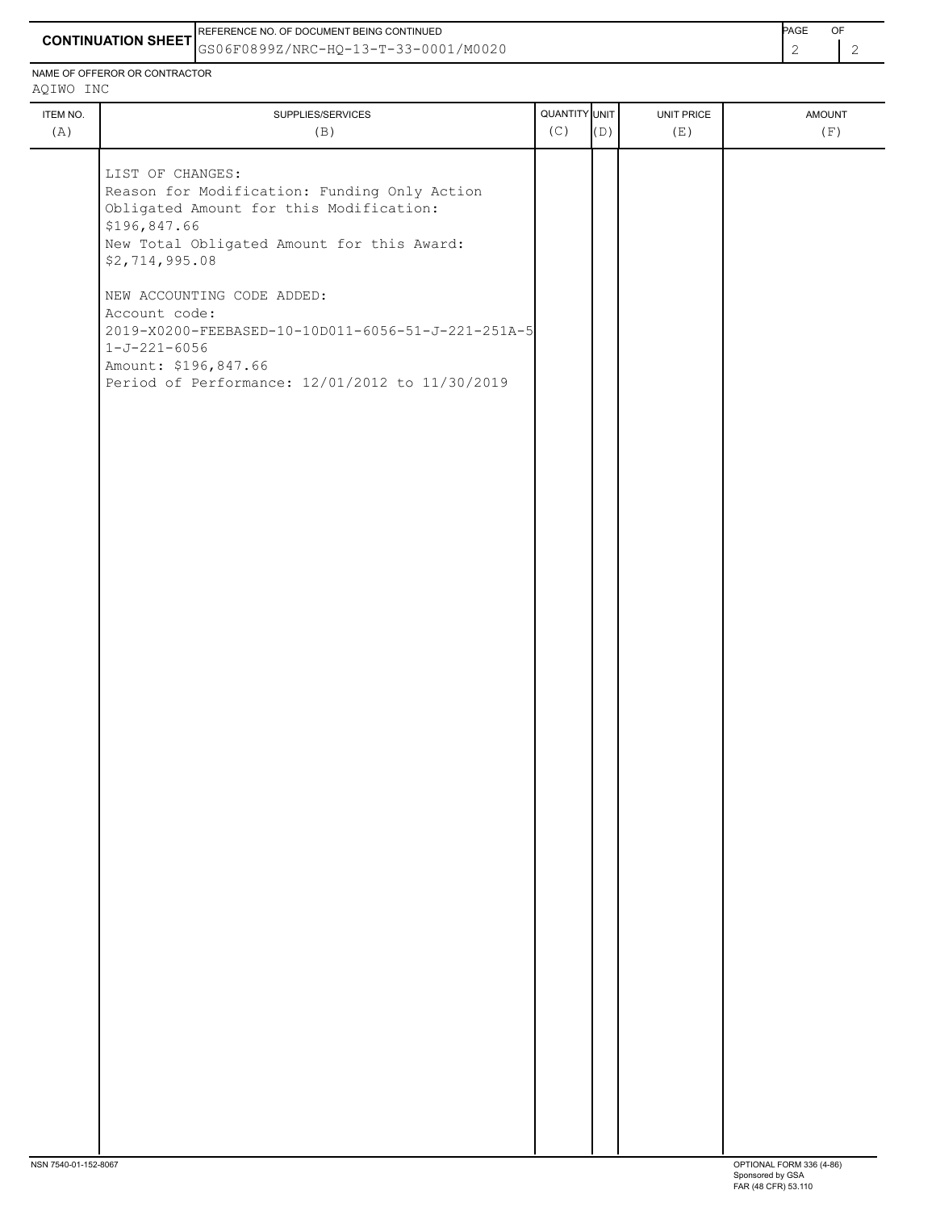**CONTINUATION SHEET**

REFERENCE NO. OF DOCUMENT BEING CONTINUED: GS06F0899Z/NRC-HQ-13-T-33-0001/M0020

NAME OF OFFEROR OR CONTRACTOR: AQIWO INC

| ITEM NO. (A) | SUPPLIES/SERVICES (B) | QUANTITY (C) | UNIT (D) | UNIT PRICE (E) | AMOUNT (F) |
|---|---|---|---|---|---|
| | LIST OF CHANGES:<br>Reason for Modification: Funding Only Action<br>Obligated Amount for this Modification: $196,847.66<br>New Total Obligated Amount for this Award: $2,714,995.08<br><br>NEW ACCOUNTING CODE ADDED:<br>Account code:<br>2019-X0200-FEEBASED-10-10D011-6056-51-J-221-251A-51-J-221-6056<br>Amount: $196,847.66<br>Period of Performance: 12/01/2012 to 11/30/2019 | | | | |

NSN 7540-01-152-8067

OPTIONAL FORM 336 (4-86)
Sponsored by GSA
FAR (48 CFR) 53.110